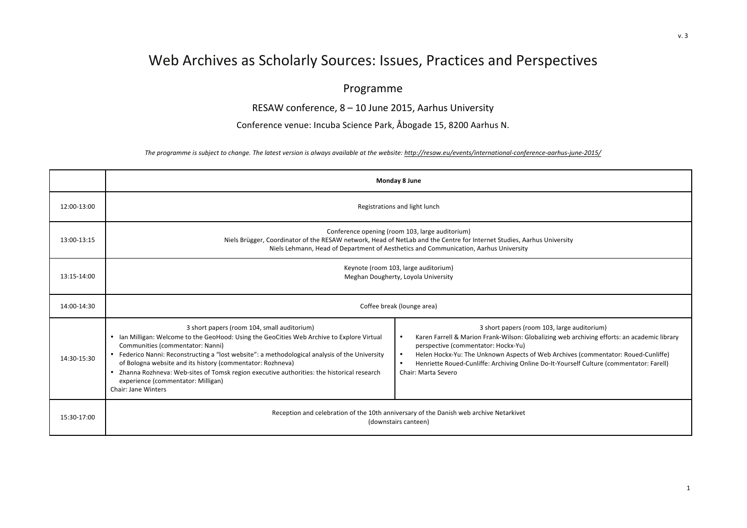# Web Archives as Scholarly Sources: Issues, Practices and Perspectives

## Programme

RESAW conference, 8 – 10 June 2015, Aarhus University

Conference venue: Incuba Science Park, Åbogade 15, 8200 Aarhus N.

*The programme is subject to change. The latest version is always available at the website: http://resaw.eu/events/international-conference-aarhus-june-2015/*

| | **Monday 8 June** | |
|---|---|---|
| 12:00-13:00 | Registrations and light lunch | |
| 13:00-13:15 | Conference opening (room 103, large auditorium)<br>Niels Brügger, Coordinator of the RESAW network, Head of NetLab and the Centre for Internet Studies, Aarhus University<br>Niels Lehmann, Head of Department of Aesthetics and Communication, Aarhus University | |
| 13:15-14:00 | Keynote (room 103, large auditorium)<br>Meghan Dougherty, Loyola University | |
| 14:00-14:30 | Coffee break (lounge area) | |
| 14:30-15:30 | 3 short papers (room 104, small auditorium)<br>• Ian Milligan: Welcome to the GeoHood: Using the GeoCities Web Archive to Explore Virtual Communities (commentator: Nanni)<br>• Federico Nanni: Reconstructing a "lost website": a methodological analysis of the University of Bologna website and its history (commentator: Rozhneva)<br>• Zhanna Rozhneva: Web-sites of Tomsk region executive authorities: the historical research experience (commentator: Milligan)<br>Chair: Jane Winters | 3 short papers (room 103, large auditorium)<br>• Karen Farrell & Marion Frank-Wilson: Globalizing web archiving efforts: an academic library perspective (commentator: Hockx-Yu)<br>• Helen Hockx-Yu: The Unknown Aspects of Web Archives (commentator: Roued-Cunliffe)<br>• Henriette Roued-Cunliffe: Archiving Online Do-It-Yourself Culture (commentator: Farell)<br>Chair: Marta Severo |
| 15:30-17:00 | Reception and celebration of the 10th anniversary of the Danish web archive Netarkivet<br>(downstairs canteen) | |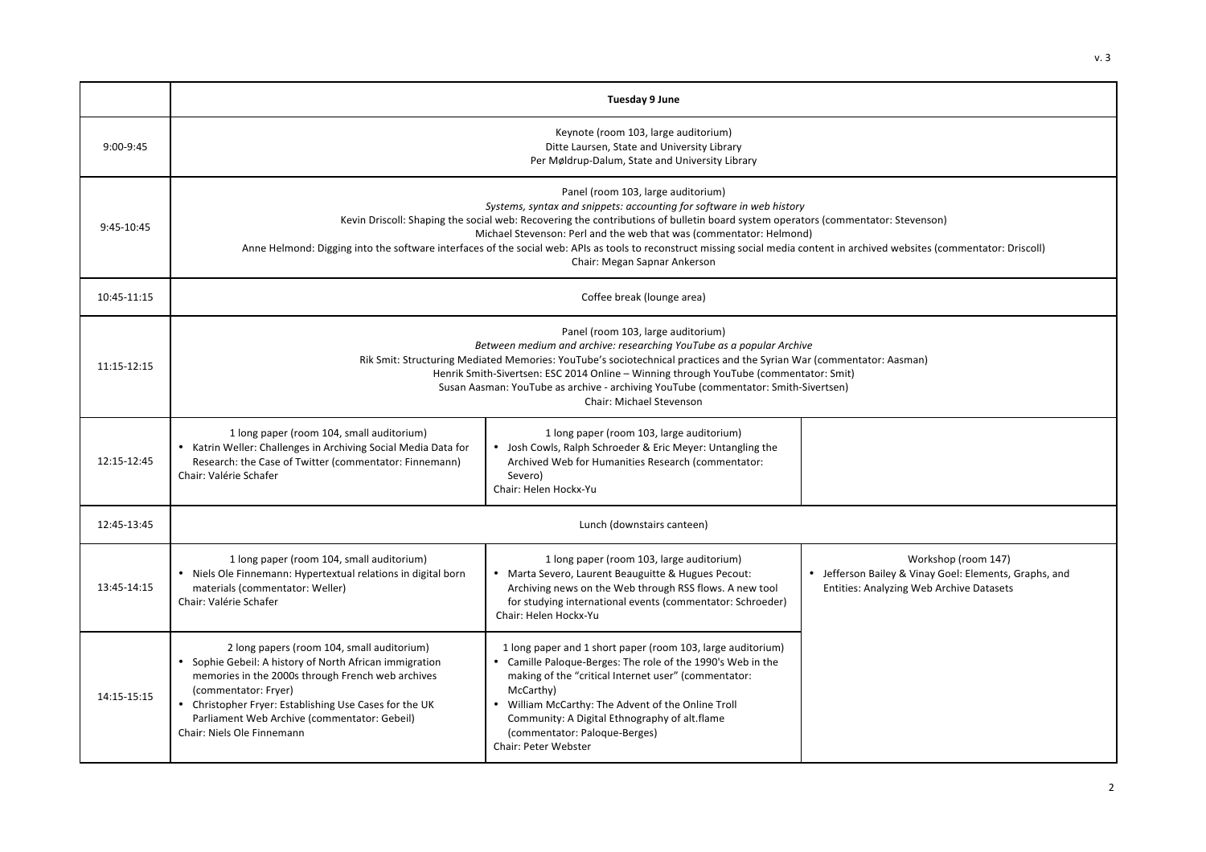| | Tuesday 9 June | | |
|---|---|---|---|
| 9:00-9:45 | Keynote (room 103, large auditorium)<br>Ditte Laursen, State and University Library<br>Per Møldrup-Dalum, State and University Library | | |
| 9:45-10:45 | Panel (room 103, large auditorium)<br>*Systems, syntax and snippets: accounting for software in web history*<br>Kevin Driscoll: Shaping the social web: Recovering the contributions of bulletin board system operators (commentator: Stevenson)<br>Michael Stevenson: Perl and the web that was (commentator: Helmond)<br>Anne Helmond: Digging into the software interfaces of the social web: APIs as tools to reconstruct missing social media content in archived websites (commentator: Driscoll)<br>Chair: Megan Sapnar Ankerson | | |
| 10:45-11:15 | Coffee break (lounge area) | | |
| 11:15-12:15 | Panel (room 103, large auditorium)<br>*Between medium and archive: researching YouTube as a popular Archive*<br>Rik Smit: Structuring Mediated Memories: YouTube's sociotechnical practices and the Syrian War (commentator: Aasman)<br>Henrik Smith-Sivertsen: ESC 2014 Online – Winning through YouTube (commentator: Smit)<br>Susan Aasman: YouTube as archive - archiving YouTube (commentator: Smith-Sivertsen)<br>Chair: Michael Stevenson | | |
| 12:15-12:45 | 1 long paper (room 104, small auditorium)<br>• Katrin Weller: Challenges in Archiving Social Media Data for Research: the Case of Twitter (commentator: Finnemann)<br>Chair: Valérie Schafer | 1 long paper (room 103, large auditorium)<br>• Josh Cowls, Ralph Schroeder & Eric Meyer: Untangling the Archived Web for Humanities Research (commentator: Severo)<br>Chair: Helen Hockx-Yu | |
| 12:45-13:45 | Lunch (downstairs canteen) | | |
| 13:45-14:15 | 1 long paper (room 104, small auditorium)<br>• Niels Ole Finnemann: Hypertextual relations in digital born materials (commentator: Weller)<br>Chair: Valérie Schafer | 1 long paper (room 103, large auditorium)<br>• Marta Severo, Laurent Beauguitte & Hugues Pecout: Archiving news on the Web through RSS flows. A new tool for studying international events (commentator: Schroeder)<br>Chair: Helen Hockx-Yu | Workshop (room 147)<br>• Jefferson Bailey & Vinay Goel: Elements, Graphs, and Entities: Analyzing Web Archive Datasets |
| 14:15-15:15 | 2 long papers (room 104, small auditorium)<br>• Sophie Gebeil: A history of North African immigration memories in the 2000s through French web archives (commentator: Fryer)<br>• Christopher Fryer: Establishing Use Cases for the UK Parliament Web Archive (commentator: Gebeil)<br>Chair: Niels Ole Finnemann | 1 long paper and 1 short paper (room 103, large auditorium)<br>• Camille Paloque-Berges: The role of the 1990's Web in the making of the "critical Internet user" (commentator: McCarthy)<br>• William McCarthy: The Advent of the Online Troll Community: A Digital Ethnography of alt.flame (commentator: Paloque-Berges)<br>Chair: Peter Webster | |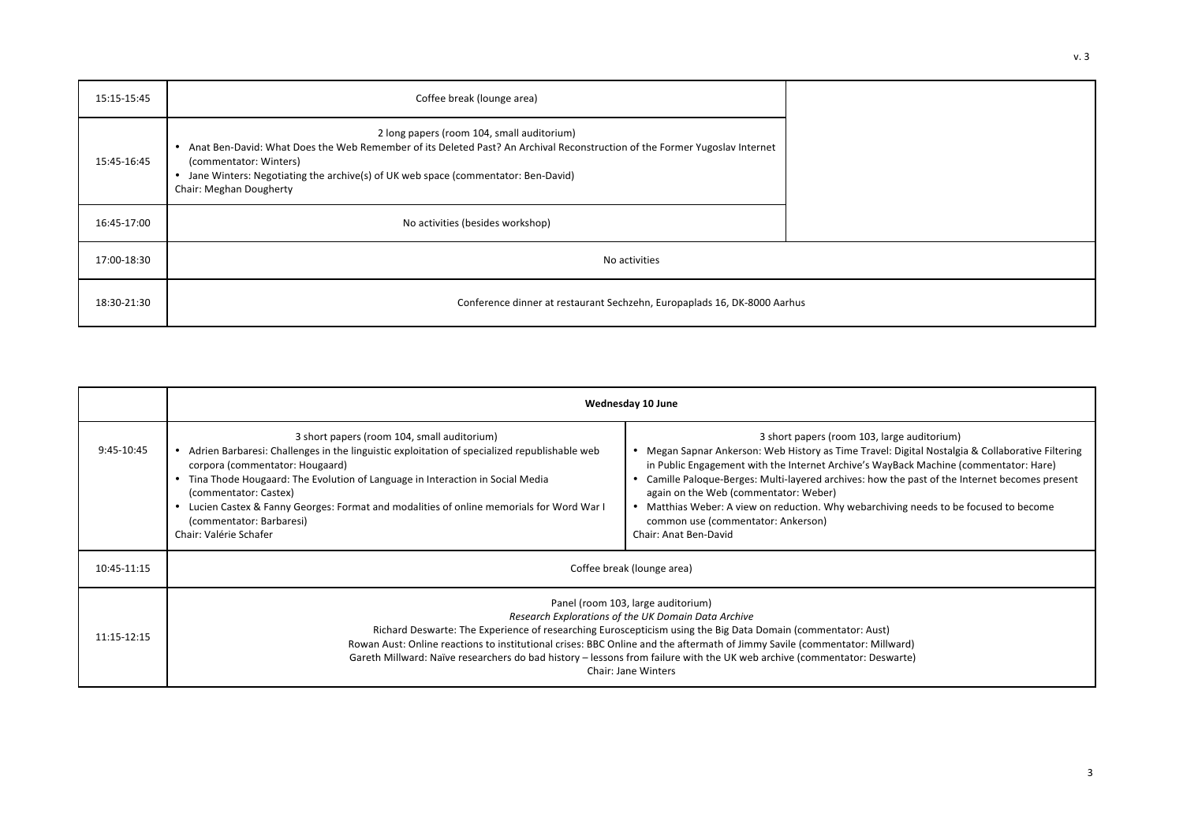| | | |
|---|---|---|
| 15:15-15:45 | Coffee break (lounge area) | |
| 15:45-16:45 | 2 long papers (room 104, small auditorium)<br>• Anat Ben-David: What Does the Web Remember of its Deleted Past? An Archival Reconstruction of the Former Yugoslav Internet (commentator: Winters)<br>• Jane Winters: Negotiating the archive(s) of UK web space (commentator: Ben-David)<br>Chair: Meghan Dougherty | |
| 16:45-17:00 | No activities (besides workshop) | |
| 17:00-18:30 | No activities | |
| 18:30-21:30 | Conference dinner at restaurant Sechzehn, Europaplads 16, DK-8000 Aarhus | |

| | **Wednesday 10 June** | |
|---|---|---|
| 9:45-10:45 | 3 short papers (room 104, small auditorium)<br>• Adrien Barbaresi: Challenges in the linguistic exploitation of specialized republishable web corpora (commentator: Hougaard)<br>• Tina Thode Hougaard: The Evolution of Language in Interaction in Social Media (commentator: Castex)<br>• Lucien Castex & Fanny Georges: Format and modalities of online memorials for Word War I (commentator: Barbaresi)<br>Chair: Valérie Schafer | 3 short papers (room 103, large auditorium)<br>• Megan Sapnar Ankerson: Web History as Time Travel: Digital Nostalgia & Collaborative Filtering in Public Engagement with the Internet Archive's WayBack Machine (commentator: Hare)<br>• Camille Paloque-Berges: Multi-layered archives: how the past of the Internet becomes present again on the Web (commentator: Weber)<br>• Matthias Weber: A view on reduction. Why webarchiving needs to be focused to become common use (commentator: Ankerson)<br>Chair: Anat Ben-David |
| 10:45-11:15 | Coffee break (lounge area) | |
| 11:15-12:15 | Panel (room 103, large auditorium)<br>*Research Explorations of the UK Domain Data Archive*<br>Richard Deswarte: The Experience of researching Euroscepticism using the Big Data Domain (commentator: Aust)<br>Rowan Aust: Online reactions to institutional crises: BBC Online and the aftermath of Jimmy Savile (commentator: Millward)<br>Gareth Millward: Naïve researchers do bad history – lessons from failure with the UK web archive (commentator: Deswarte)<br>Chair: Jane Winters | |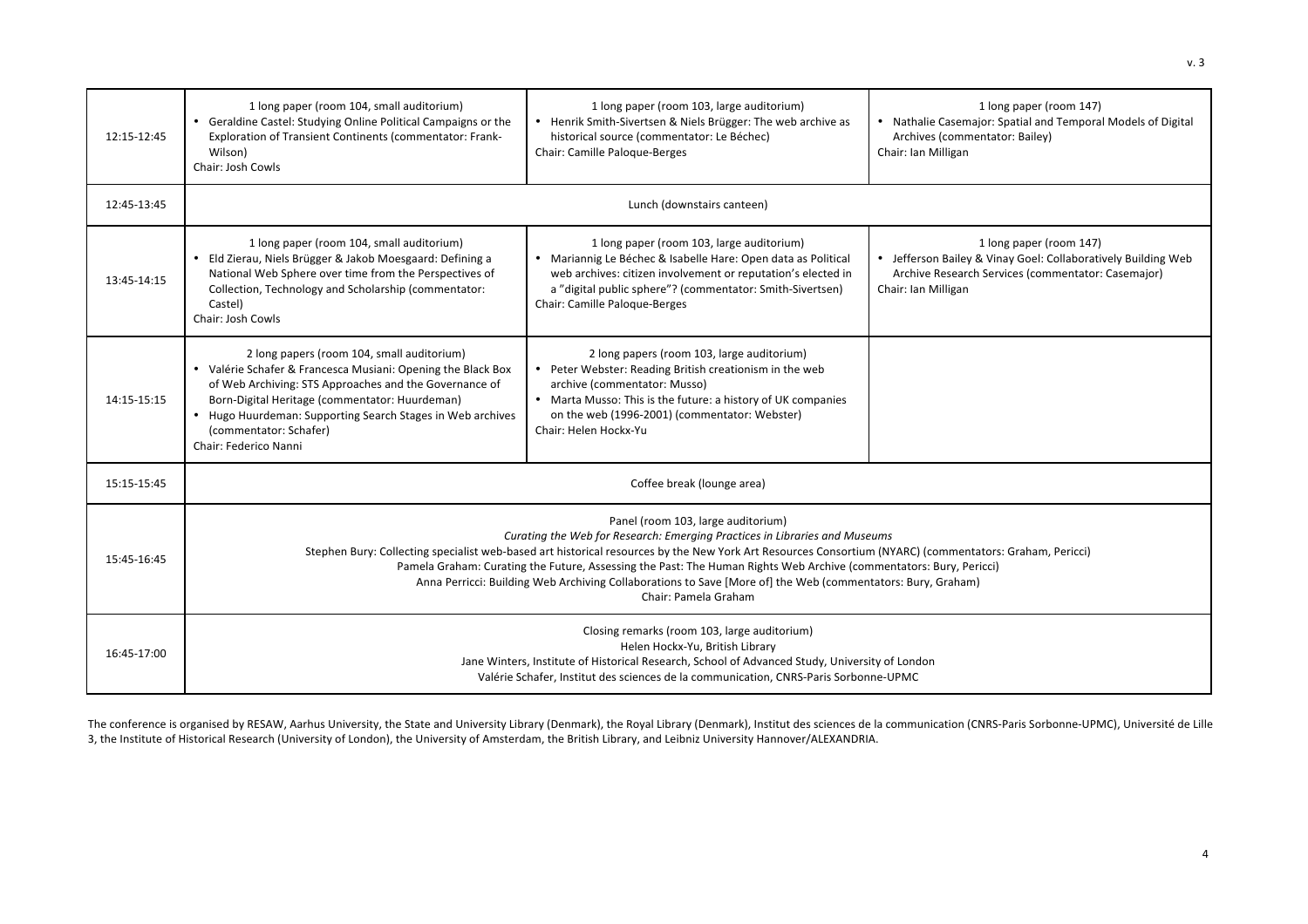| | | | |
|---|---|---|---|
| 12:15-12:45 | 1 long paper (room 104, small auditorium)<br>• Geraldine Castel: Studying Online Political Campaigns or the Exploration of Transient Continents (commentator: Frank-Wilson)<br>Chair: Josh Cowls | 1 long paper (room 103, large auditorium)<br>• Henrik Smith-Sivertsen & Niels Brügger: The web archive as historical source (commentator: Le Béchec)<br>Chair: Camille Paloque-Berges | 1 long paper (room 147)<br>• Nathalie Casemajor: Spatial and Temporal Models of Digital Archives (commentator: Bailey)<br>Chair: Ian Milligan |
| 12:45-13:45 | Lunch (downstairs canteen) | | |
| 13:45-14:15 | 1 long paper (room 104, small auditorium)<br>• Eld Zierau, Niels Brügger & Jakob Moesgaard: Defining a National Web Sphere over time from the Perspectives of Collection, Technology and Scholarship (commentator: Castel)<br>Chair: Josh Cowls | 1 long paper (room 103, large auditorium)<br>• Mariannig Le Béchec & Isabelle Hare: Open data as Political web archives: citizen involvement or reputation's elected in a "digital public sphere"? (commentator: Smith-Sivertsen)<br>Chair: Camille Paloque-Berges | 1 long paper (room 147)<br>• Jefferson Bailey & Vinay Goel: Collaboratively Building Web Archive Research Services (commentator: Casemajor)<br>Chair: Ian Milligan |
| 14:15-15:15 | 2 long papers (room 104, small auditorium)<br>• Valérie Schafer & Francesca Musiani: Opening the Black Box of Web Archiving: STS Approaches and the Governance of Born-Digital Heritage (commentator: Huurdeman)<br>• Hugo Huurdeman: Supporting Search Stages in Web archives (commentator: Schafer)<br>Chair: Federico Nanni | 2 long papers (room 103, large auditorium)<br>• Peter Webster: Reading British creationism in the web archive (commentator: Musso)<br>• Marta Musso: This is the future: a history of UK companies on the web (1996-2001) (commentator: Webster)<br>Chair: Helen Hockx-Yu | |
| 15:15-15:45 | Coffee break (lounge area) | | |
| 15:45-16:45 | Panel (room 103, large auditorium)<br>*Curating the Web for Research: Emerging Practices in Libraries and Museums*<br>Stephen Bury: Collecting specialist web-based art historical resources by the New York Art Resources Consortium (NYARC) (commentators: Graham, Pericci)<br>Pamela Graham: Curating the Future, Assessing the Past: The Human Rights Web Archive (commentators: Bury, Pericci)<br>Anna Perricci: Building Web Archiving Collaborations to Save [More of] the Web (commentators: Bury, Graham)<br>Chair: Pamela Graham | | |
| 16:45-17:00 | Closing remarks (room 103, large auditorium)<br>Helen Hockx-Yu, British Library<br>Jane Winters, Institute of Historical Research, School of Advanced Study, University of London<br>Valérie Schafer, Institut des sciences de la communication, CNRS-Paris Sorbonne-UPMC | | |

The conference is organised by RESAW, Aarhus University, the State and University Library (Denmark), the Royal Library (Denmark), Institut des sciences de la communication (CNRS-Paris Sorbonne-UPMC), Université de Lille 3, the Institute of Historical Research (University of London), the University of Amsterdam, the British Library, and Leibniz University Hannover/ALEXANDRIA.